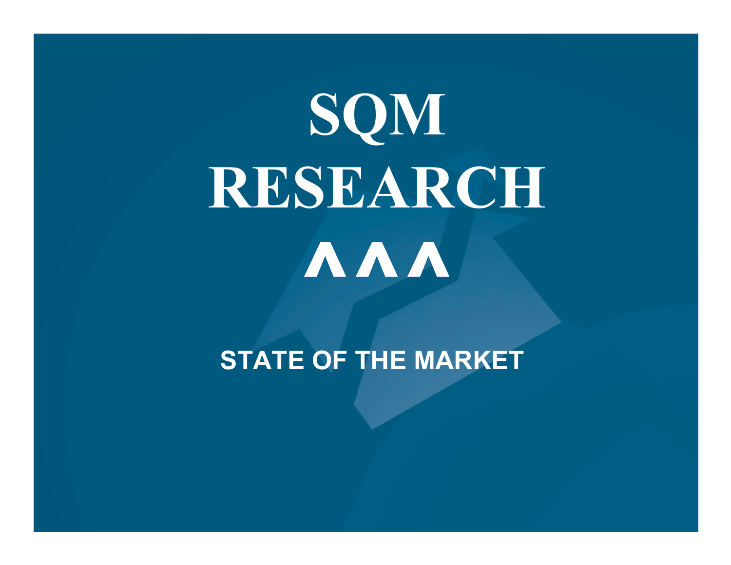# SQM RESEARCH

^^^

## STATE OF THE MARKET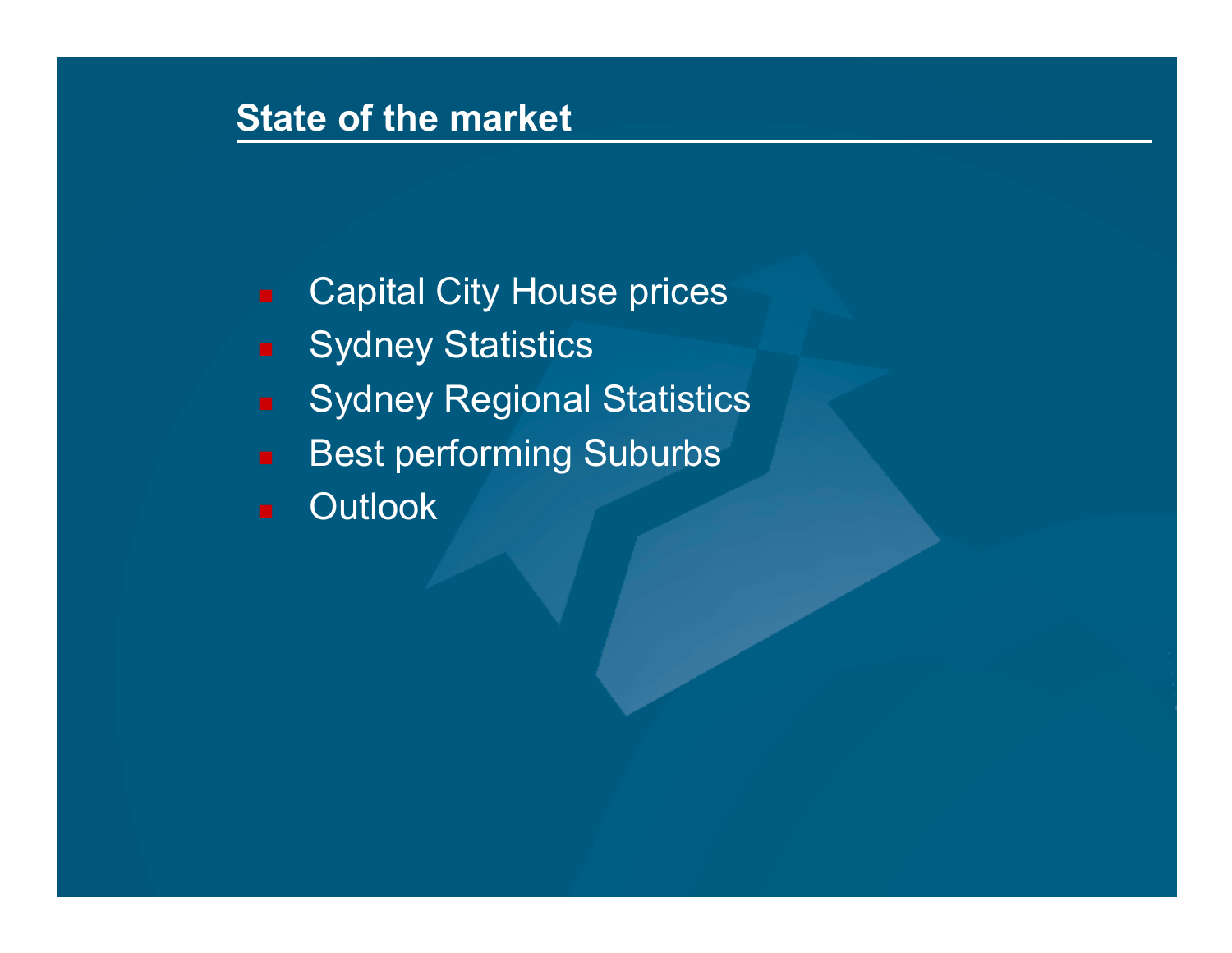## State of the market

- Capital City House prices
- Sydney Statistics
- Sydney Regional Statistics
- Best performing Suburbs
- Outlook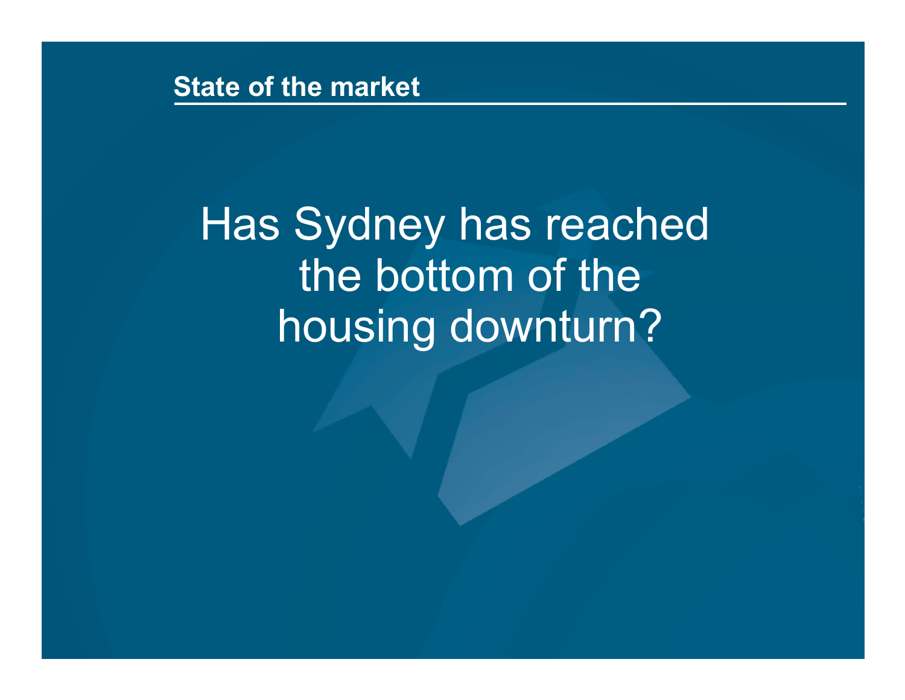**State of the market**

# Has Sydney has reached the bottom of the housing downturn?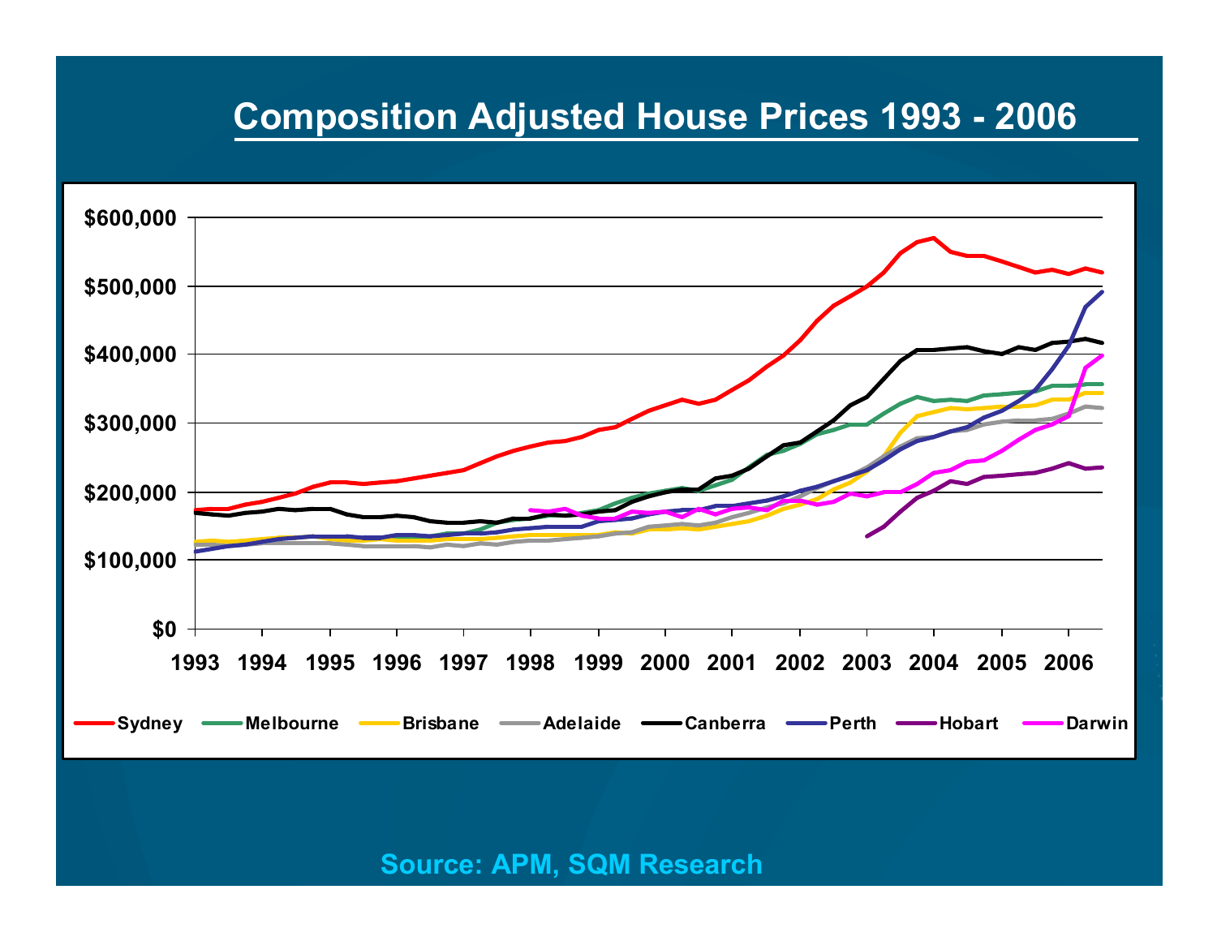# Composition Adjusted House Prices 1993 - 2006

Source: APM, SQM Research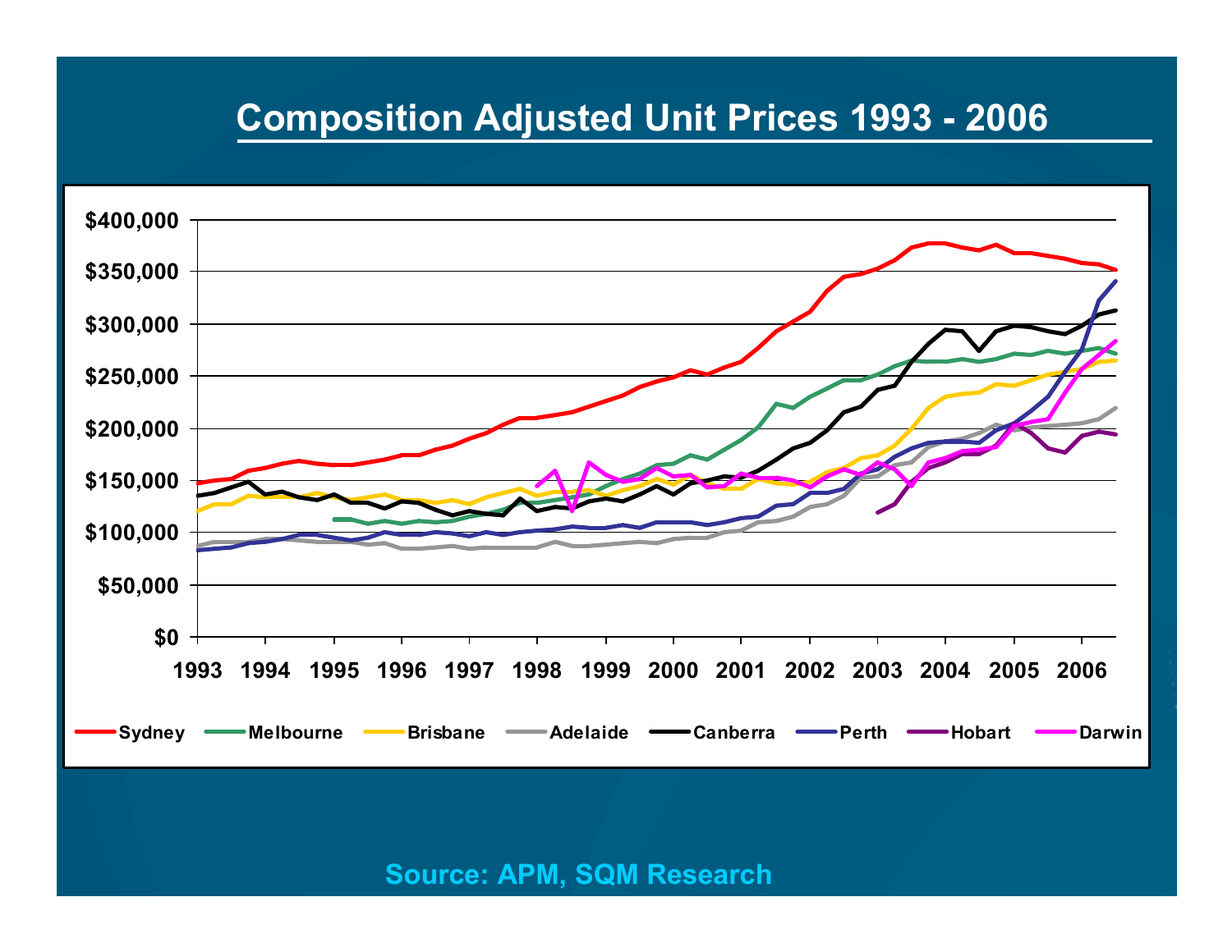# Composition Adjusted Unit Prices 1993 - 2006

Source: APM, SQM Research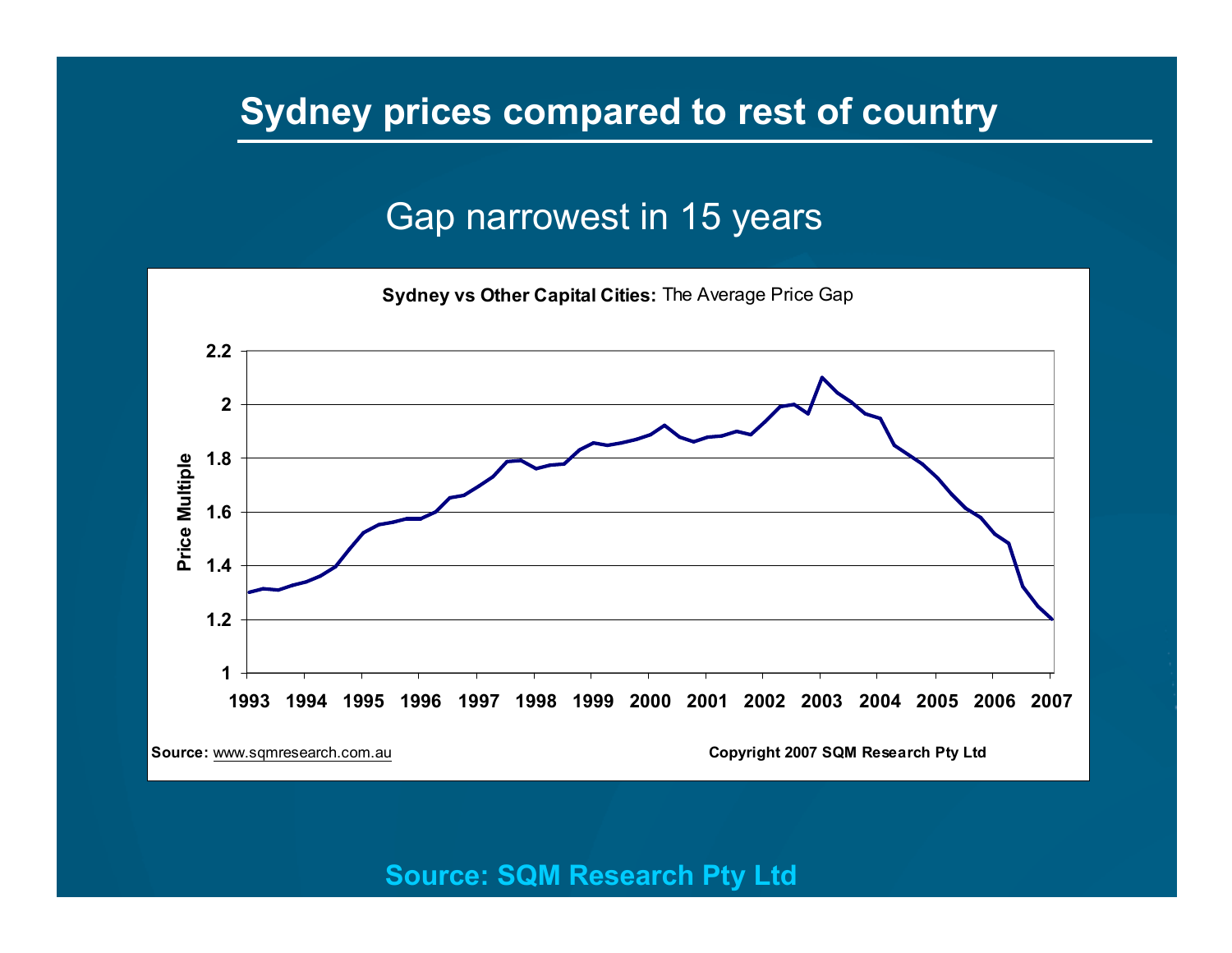# Sydney prices compared to rest of country

## Gap narrowest in 15 years

**Sydney vs Other Capital Cities:** The Average Price Gap

Price Multiple

2.2
2
1.8
1.6
1.4
1.2
1

1993 1994 1995 1996 1997 1998 1999 2000 2001 2002 2003 2004 2005 2006 2007

**Source:** www.sqmresearch.com.au

**Copyright 2007 SQM Research Pty Ltd**

**Source: SQM Research Pty Ltd**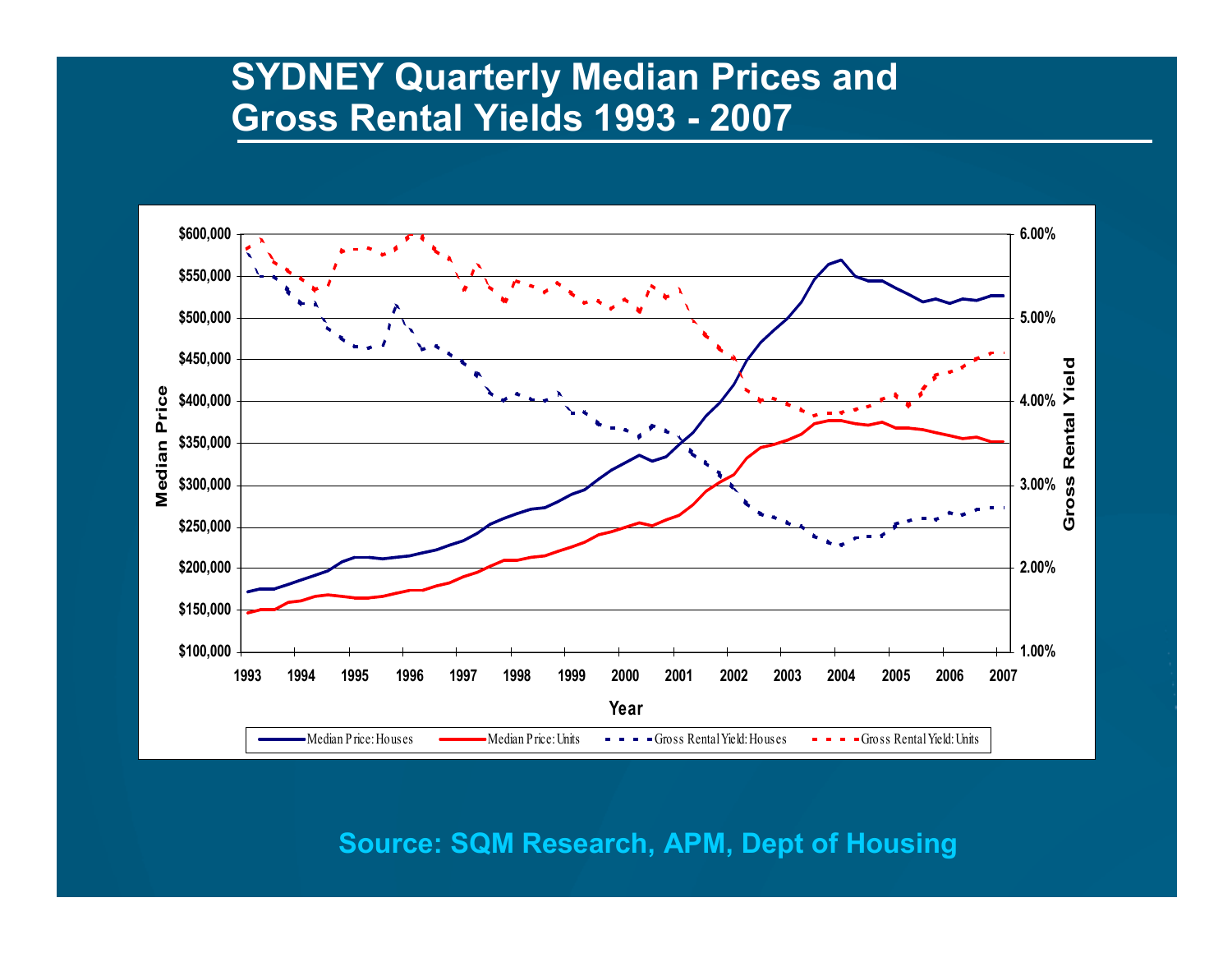# SYDNEY Quarterly Median Prices and Gross Rental Yields 1993 - 2007

Source: SQM Research, APM, Dept of Housing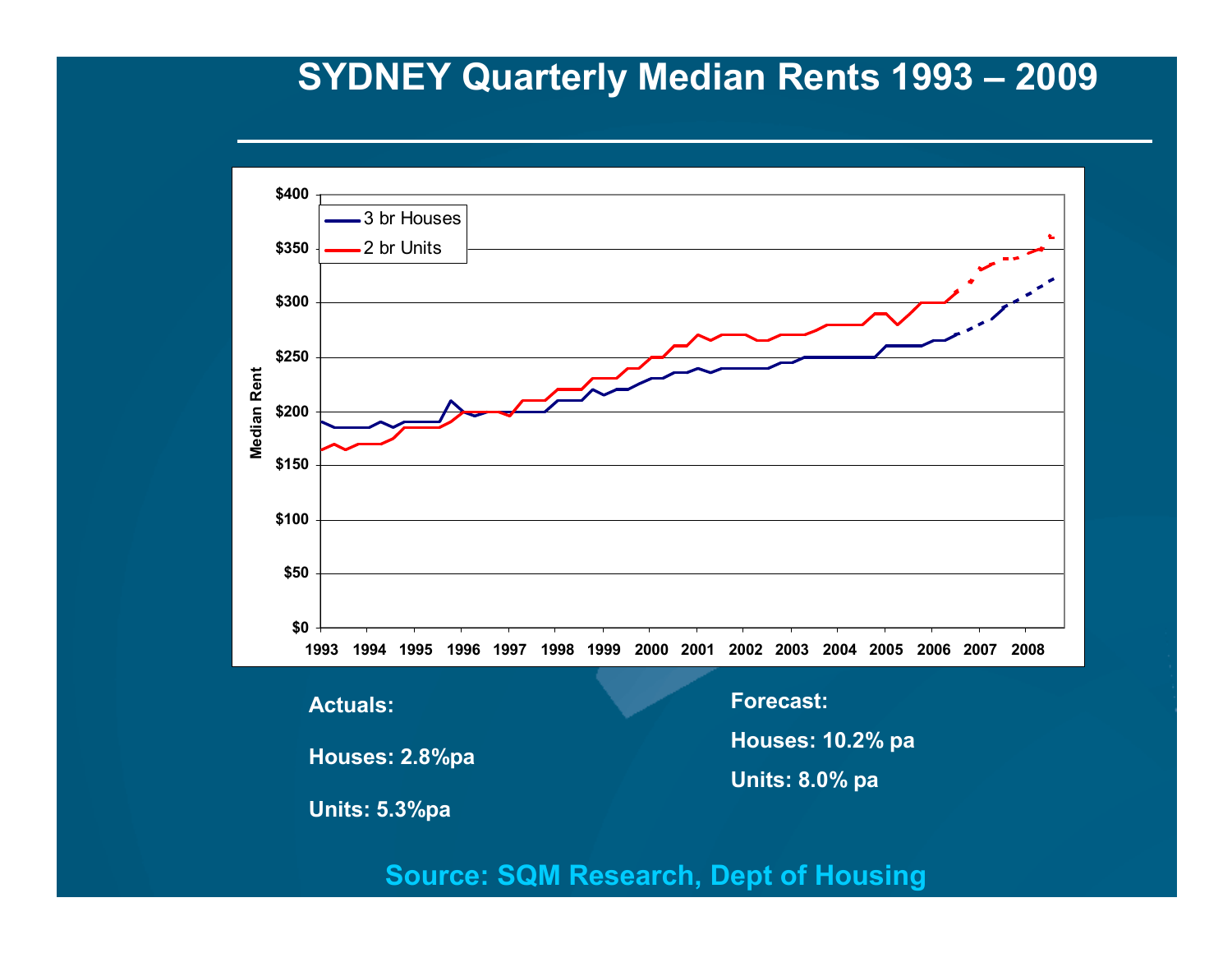# SYDNEY Quarterly Median Rents 1993 – 2009

**Actuals:**

**Houses: 2.8%pa**

**Units: 5.3%pa**

**Forecast:**

**Houses: 10.2% pa**

**Units: 8.0% pa**

**Source: SQM Research, Dept of Housing**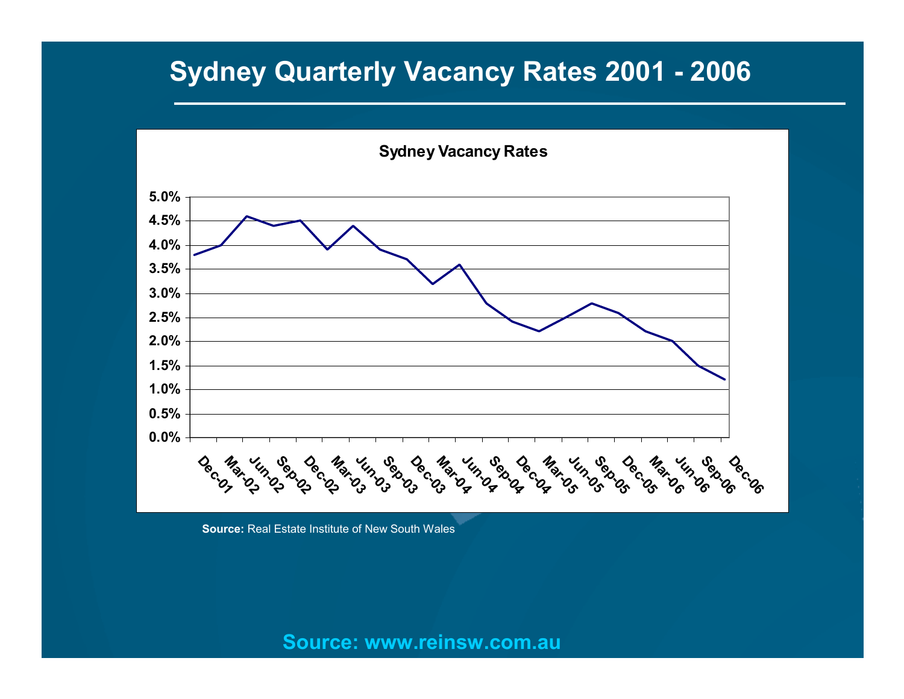# Sydney Quarterly Vacancy Rates 2001 - 2006

**Sydney Vacancy Rates**

| Quarter | Vacancy Rate |
|---|---|
| Dec-01 | 3.8% |
| Mar-02 | 4.0% |
| Jun-02 | 4.6% |
| Sep-02 | 4.4% |
| Dec-02 | 4.5% |
| Mar-03 | 3.9% |
| Jun-03 | 4.4% |
| Sep-03 | 3.9% |
| Dec-03 | 3.7% |
| Mar-04 | 3.2% |
| Jun-04 | 3.6% |
| Sep-04 | 2.8% |
| Dec-04 | 2.4% |
| Mar-05 | 2.2% |
| Jun-05 | 2.5% |
| Sep-05 | 2.8% |
| Dec-05 | 2.6% |
| Mar-06 | 2.2% |
| Jun-06 | 2.0% |
| Sep-06 | 1.5% |
| Dec-06 | 1.2% |

**Source:** Real Estate Institute of New South Wales

**Source: www.reinsw.com.au**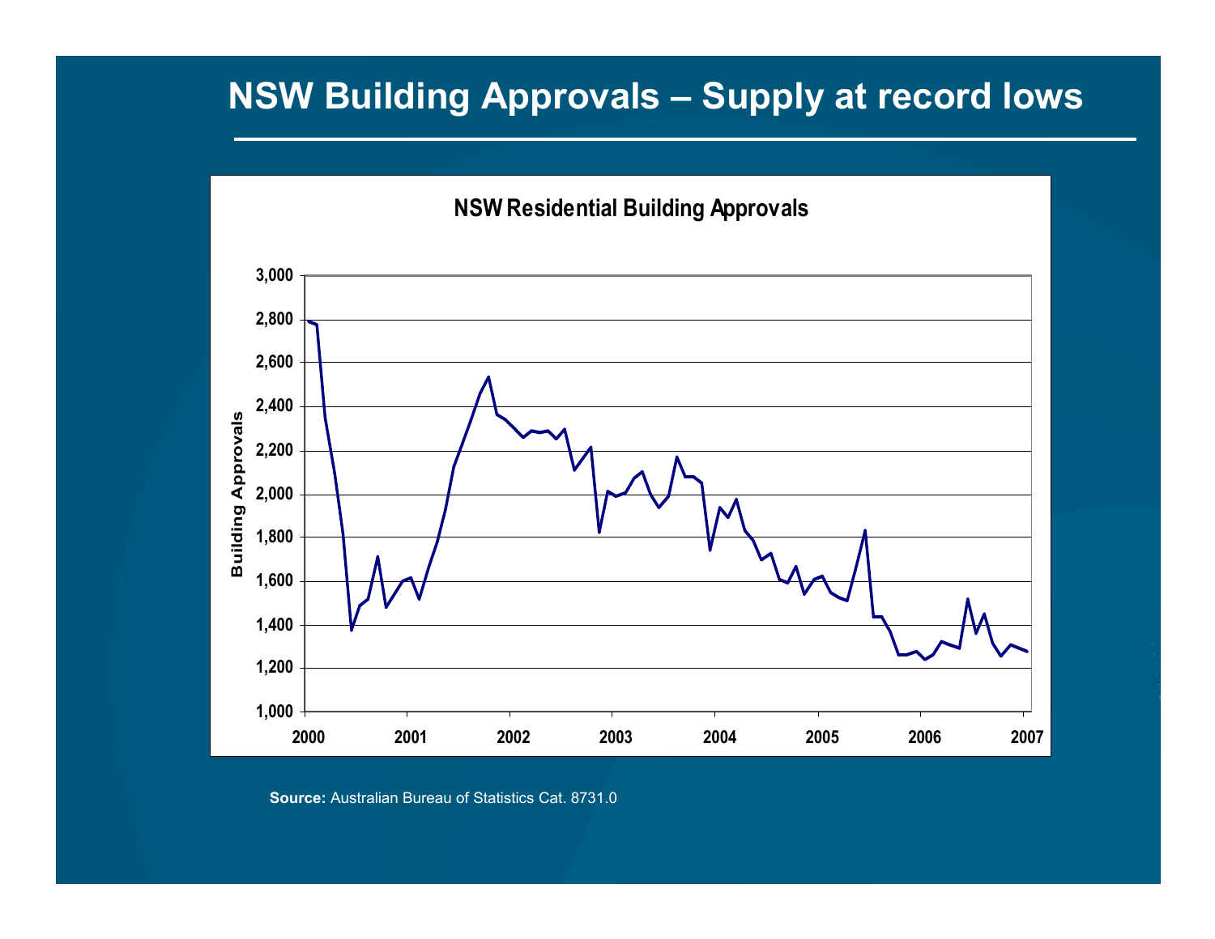# NSW Building Approvals – Supply at record lows

**NSW Residential Building Approvals**

Building Approvals

3,000
2,800
2,600
2,400
2,200
2,000
1,800
1,600
1,400
1,200
1,000

2000 2001 2002 2003 2004 2005 2006 2007

**Source:** Australian Bureau of Statistics Cat. 8731.0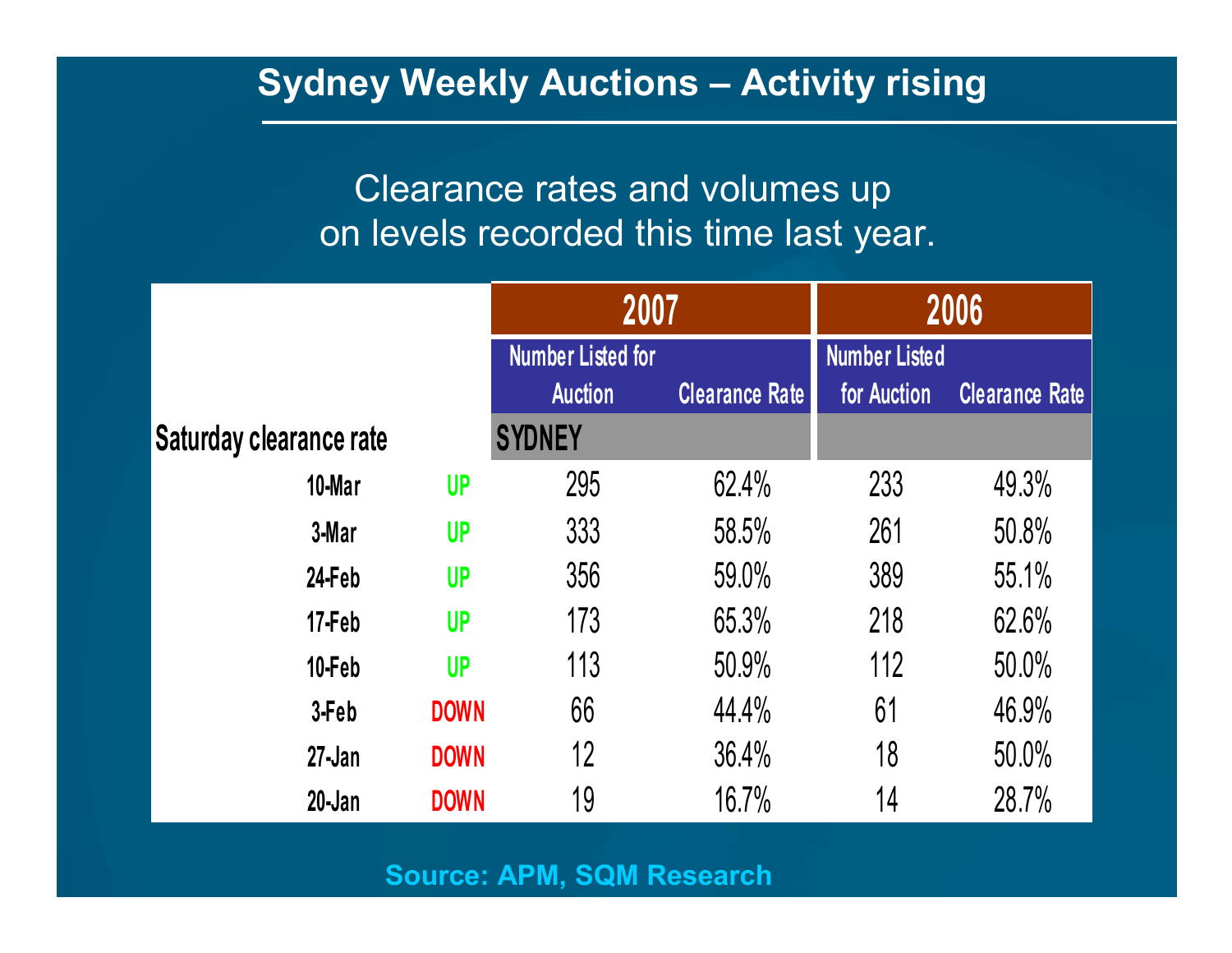# Sydney Weekly Auctions – Activity rising

Clearance rates and volumes up on levels recorded this time last year.

| | | 2007 | | 2006 | |
|---|---|---|---|---|---|
| | | Number Listed for Auction | Clearance Rate | Number Listed for Auction | Clearance Rate |
| Saturday clearance rate | | SYDNEY | | | |
| 10-Mar | UP | 295 | 62.4% | 233 | 49.3% |
| 3-Mar | UP | 333 | 58.5% | 261 | 50.8% |
| 24-Feb | UP | 356 | 59.0% | 389 | 55.1% |
| 17-Feb | UP | 173 | 65.3% | 218 | 62.6% |
| 10-Feb | UP | 113 | 50.9% | 112 | 50.0% |
| 3-Feb | DOWN | 66 | 44.4% | 61 | 46.9% |
| 27-Jan | DOWN | 12 | 36.4% | 18 | 50.0% |
| 20-Jan | DOWN | 19 | 16.7% | 14 | 28.7% |

Source: APM, SQM Research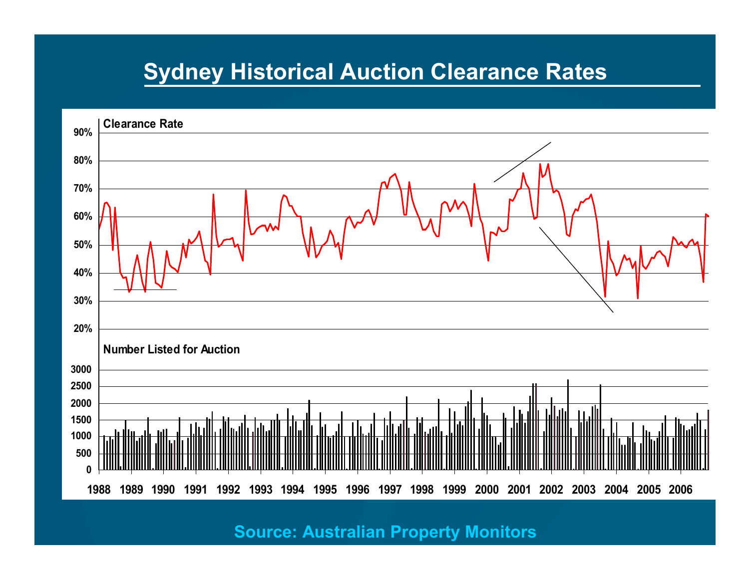# Sydney Historical Auction Clearance Rates

Clearance Rate

90%
80%
70%
60%
50%
40%
30%
20%

Number Listed for Auction

3000
2500
2000
1500
1000
500
0

1988 1989 1990 1991 1992 1993 1994 1995 1996 1997 1998 1999 2000 2001 2002 2003 2004 2005 2006

Source: Australian Property Monitors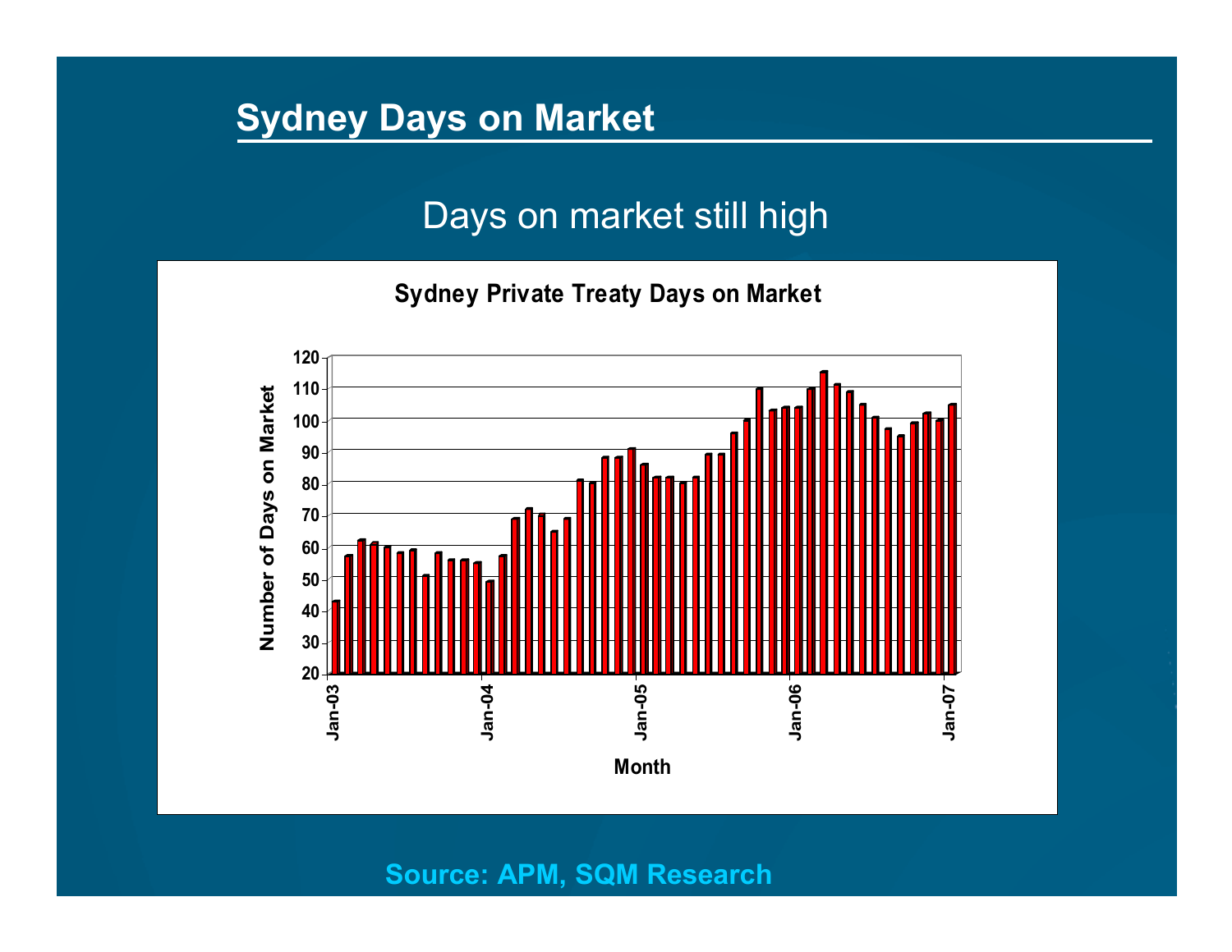## Sydney Days on Market

Days on market still high

**Sydney Private Treaty Days on Market**

Number of Days on Market

Month

Source: APM, SQM Research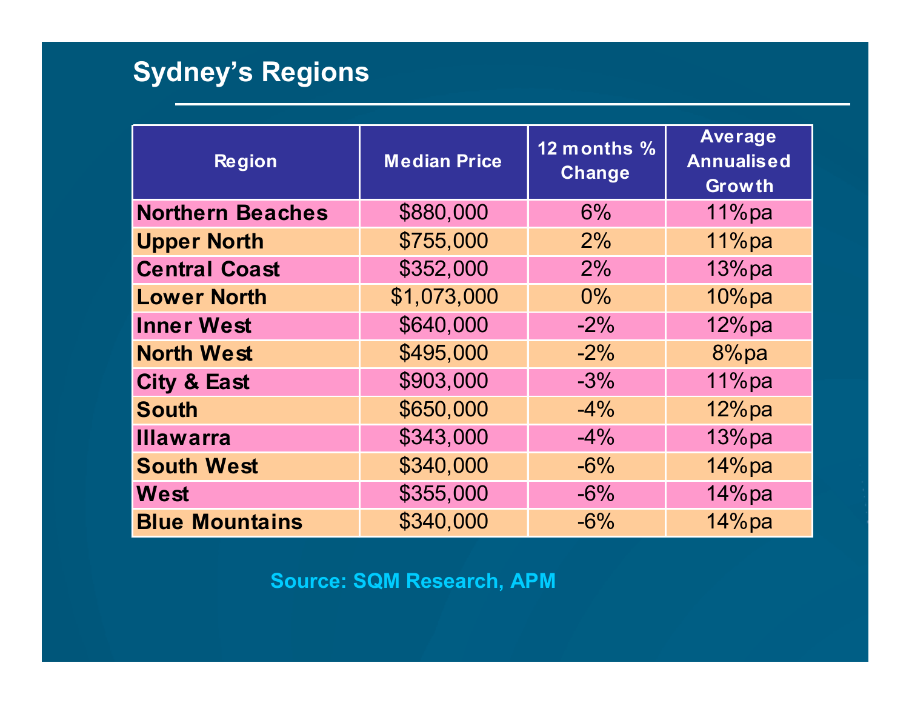## Sydney's Regions

| Region | Median Price | 12 months % Change | Average Annualised Growth |
|---|---|---|---|
| **Northern Beaches** | $880,000 | 6% | 11%pa |
| **Upper North** | $755,000 | 2% | 11%pa |
| **Central Coast** | $352,000 | 2% | 13%pa |
| **Lower North** | $1,073,000 | 0% | 10%pa |
| **Inner West** | $640,000 | -2% | 12%pa |
| **North West** | $495,000 | -2% | 8%pa |
| **City & East** | $903,000 | -3% | 11%pa |
| **South** | $650,000 | -4% | 12%pa |
| **Illawarra** | $343,000 | -4% | 13%pa |
| **South West** | $340,000 | -6% | 14%pa |
| **West** | $355,000 | -6% | 14%pa |
| **Blue Mountains** | $340,000 | -6% | 14%pa |

**Source: SQM Research, APM**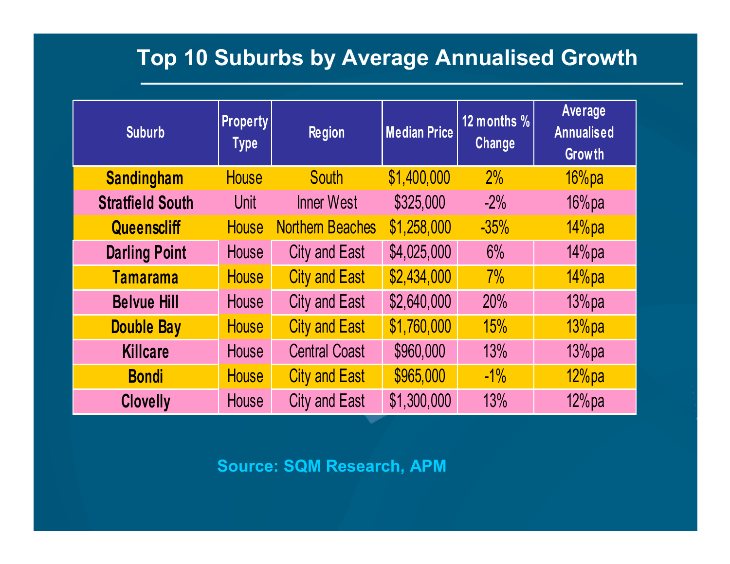# Top 10 Suburbs by Average Annualised Growth

| Suburb | Property Type | Region | Median Price | 12 months % Change | Average Annualised Growth |
|---|---|---|---|---|---|
| **Sandingham** | House | South | $1,400,000 | 2% | 16%pa |
| **Stratfield South** | Unit | Inner West | $325,000 | -2% | 16%pa |
| **Queenscliff** | House | Northern Beaches | $1,258,000 | -35% | 14%pa |
| **Darling Point** | House | City and East | $4,025,000 | 6% | 14%pa |
| **Tamarama** | House | City and East | $2,434,000 | 7% | 14%pa |
| **Belvue Hill** | House | City and East | $2,640,000 | 20% | 13%pa |
| **Double Bay** | House | City and East | $1,760,000 | 15% | 13%pa |
| **Killcare** | House | Central Coast | $960,000 | 13% | 13%pa |
| **Bondi** | House | City and East | $965,000 | -1% | 12%pa |
| **Clovelly** | House | City and East | $1,300,000 | 13% | 12%pa |

Source: SQM Research, APM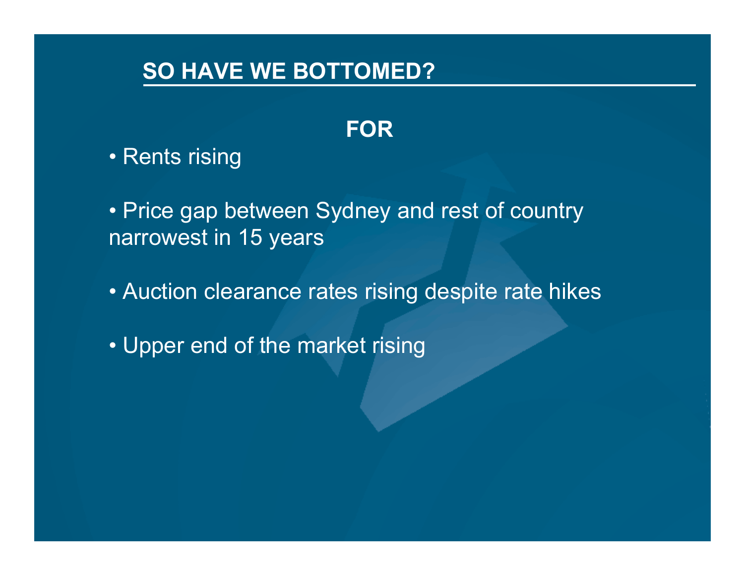## SO HAVE WE BOTTOMED?

### FOR

- Rents rising
- Price gap between Sydney and rest of country narrowest in 15 years
- Auction clearance rates rising despite rate hikes
- Upper end of the market rising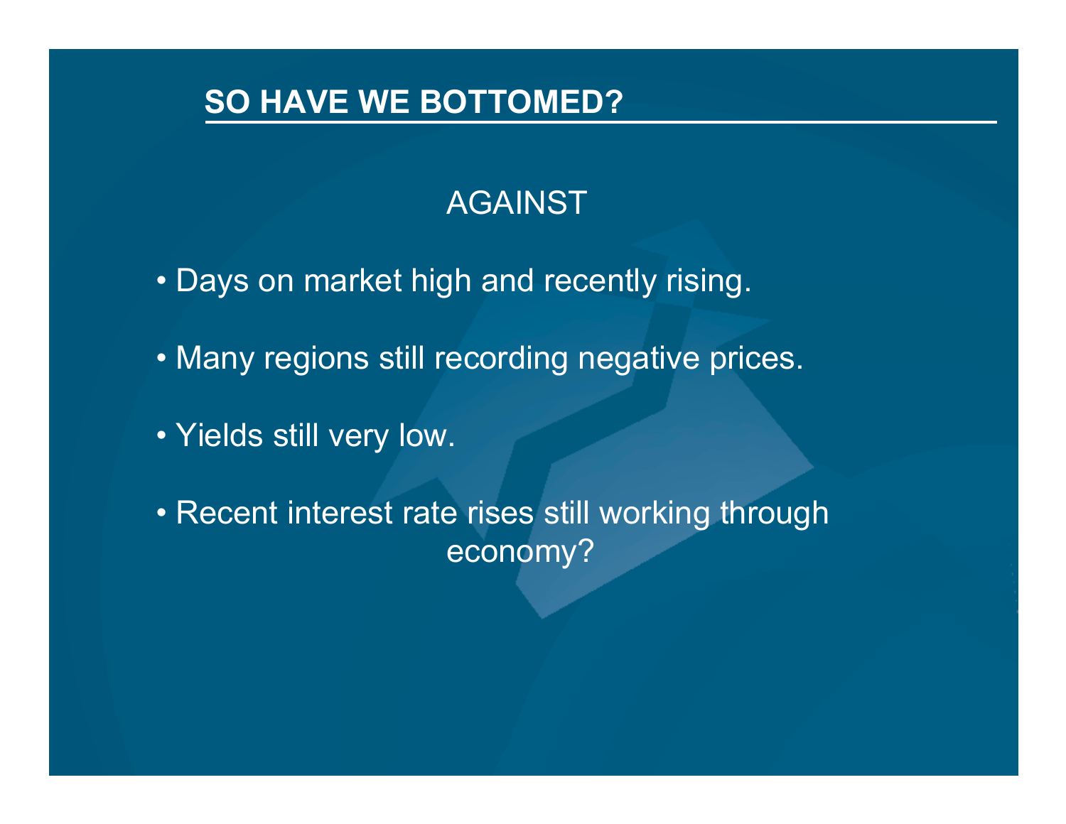# SO HAVE WE BOTTOMED?

## AGAINST

- Days on market high and recently rising.
- Many regions still recording negative prices.
- Yields still very low.
- Recent interest rate rises still working through economy?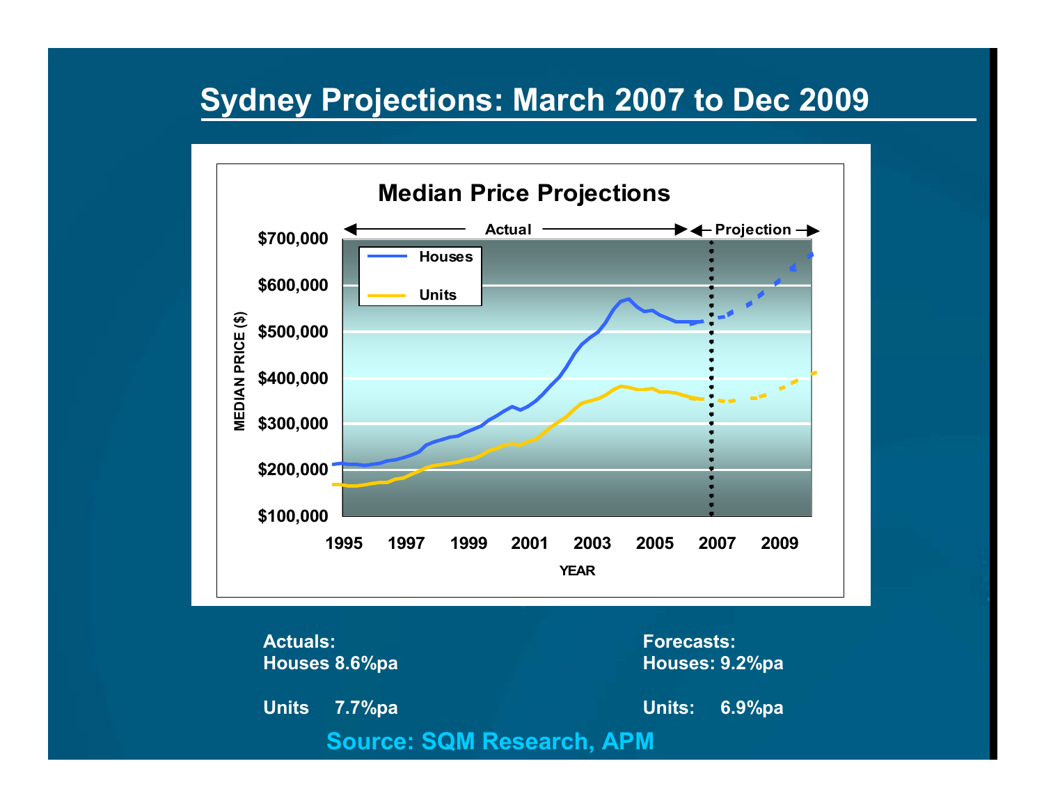# Sydney Projections: March 2007 to Dec 2009

**Median Price Projections**

**Actuals:**
Houses 8.6%pa

Units 7.7%pa

**Forecasts:**
Houses: 9.2%pa

Units: 6.9%pa

**Source: SQM Research, APM**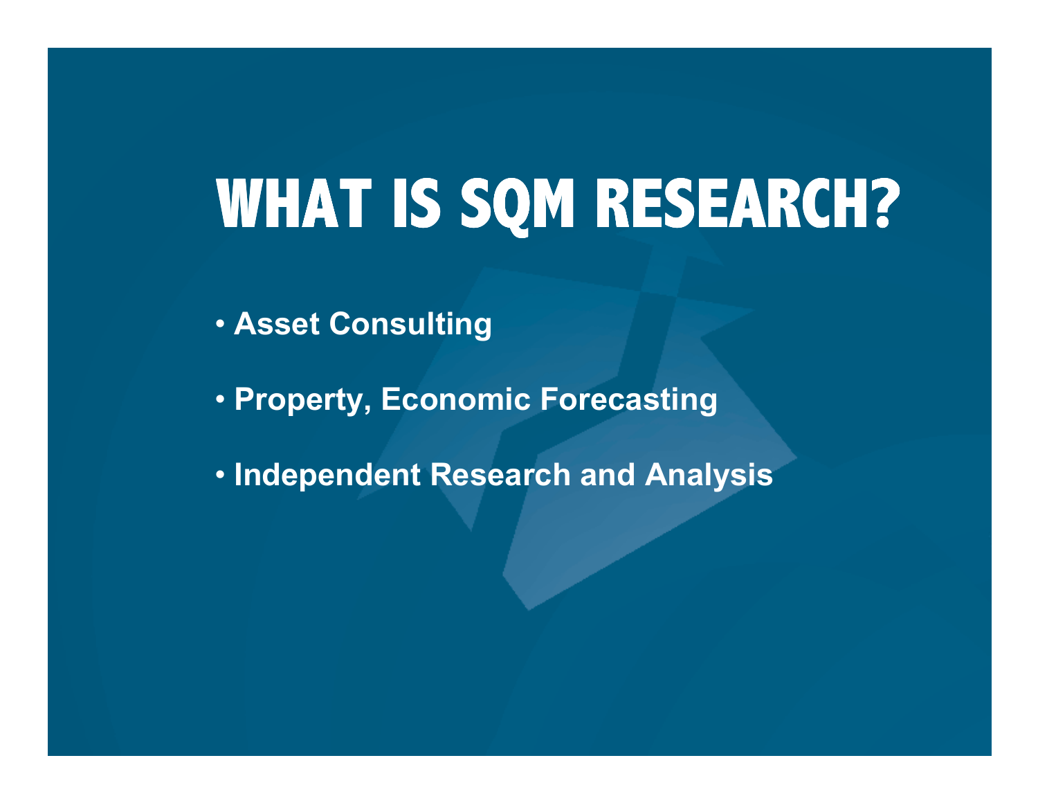# WHAT IS SQM RESEARCH?

- **Asset Consulting**
- **Property, Economic Forecasting**
- **Independent Research and Analysis**